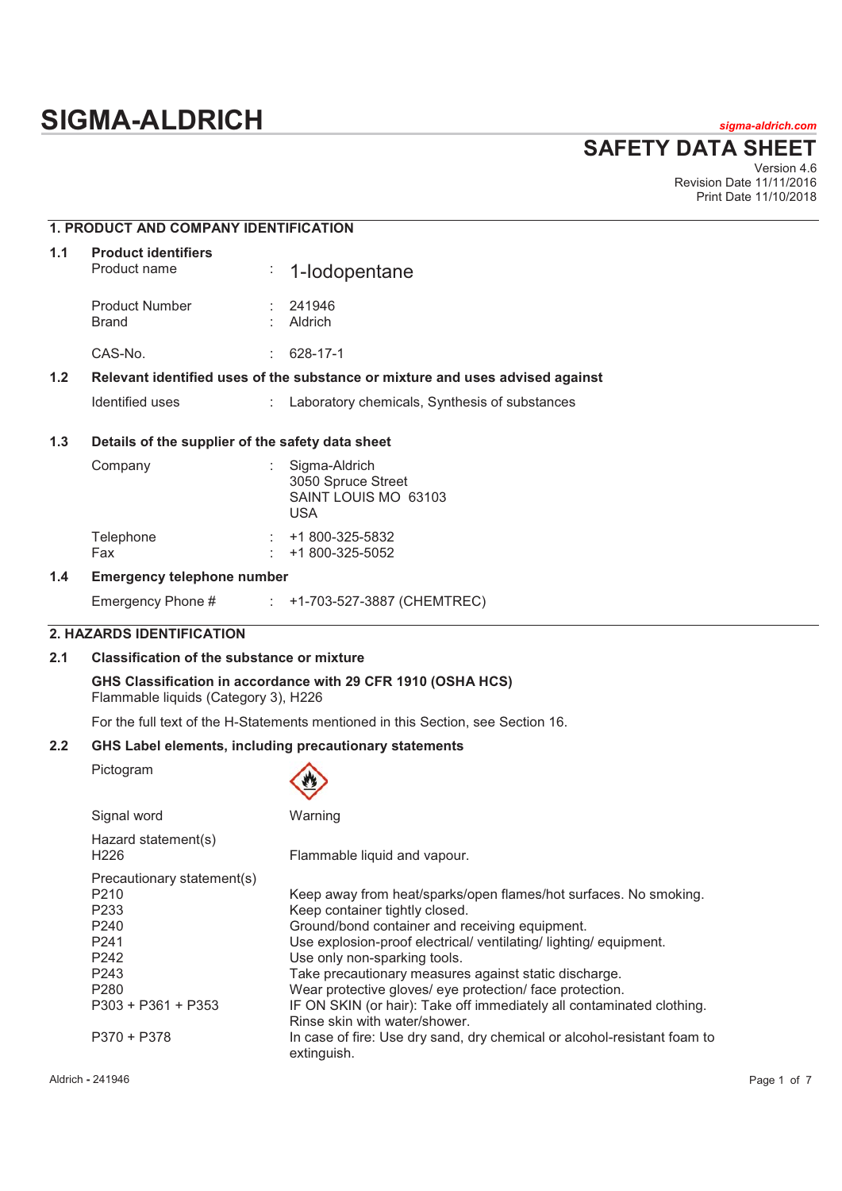# SIGMA-ALDRICH

sigma-aldrich.com

# SAFETY DATA SHEET

Version 4.6
Revision Date 11/11/2016
Print Date 11/10/2018

## 1. PRODUCT AND COMPANY IDENTIFICATION

### 1.1 Product identifiers

| | | |
|---|---|---|
| Product name | : | 1-Iodopentane |
| Product Number | : | 241946 |
| Brand | : | Aldrich |
| CAS-No. | : | 628-17-1 |

### 1.2 Relevant identified uses of the substance or mixture and uses advised against

| | | |
|---|---|---|
| Identified uses | : | Laboratory chemicals, Synthesis of substances |

### 1.3 Details of the supplier of the safety data sheet

| | | |
|---|---|---|
| Company | : | Sigma-Aldrich<br>3050 Spruce Street<br>SAINT LOUIS MO 63103<br>USA |
| Telephone | : | +1 800-325-5832 |
| Fax | : | +1 800-325-5052 |

### 1.4 Emergency telephone number

| | | |
|---|---|---|
| Emergency Phone # | : | +1-703-527-3887 (CHEMTREC) |

## 2. HAZARDS IDENTIFICATION

### 2.1 Classification of the substance or mixture

**GHS Classification in accordance with 29 CFR 1910 (OSHA HCS)**
Flammable liquids (Category 3), H226

For the full text of the H-Statements mentioned in this Section, see Section 16.

### 2.2 GHS Label elements, including precautionary statements

| | |
|---|---|
| Pictogram | |
| Signal word | Warning |
| **Hazard statement(s)** | |
| H226 | Flammable liquid and vapour. |
| **Precautionary statement(s)** | |
| P210 | Keep away from heat/sparks/open flames/hot surfaces. No smoking. |
| P233 | Keep container tightly closed. |
| P240 | Ground/bond container and receiving equipment. |
| P241 | Use explosion-proof electrical/ ventilating/ lighting/ equipment. |
| P242 | Use only non-sparking tools. |
| P243 | Take precautionary measures against static discharge. |
| P280 | Wear protective gloves/ eye protection/ face protection. |
| P303 + P361 + P353 | IF ON SKIN (or hair): Take off immediately all contaminated clothing. Rinse skin with water/shower. |
| P370 + P378 | In case of fire: Use dry sand, dry chemical or alcohol-resistant foam to extinguish. |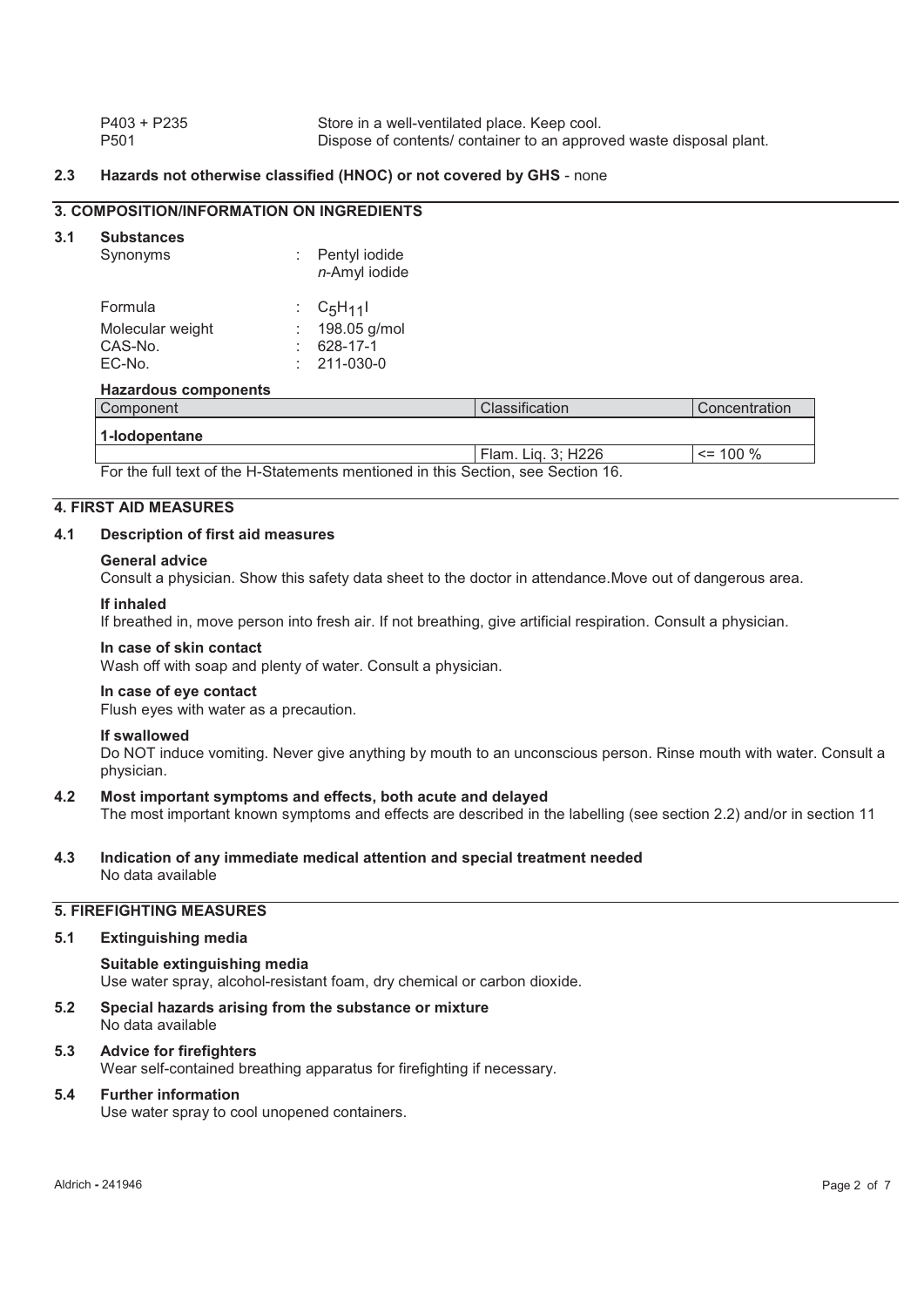| | |
|---|---|
| P403 + P235 | Store in a well-ventilated place. Keep cool. |
| P501 | Dispose of contents/ container to an approved waste disposal plant. |

**2.3 Hazards not otherwise classified (HNOC) or not covered by GHS** - none

## 3. COMPOSITION/INFORMATION ON INGREDIENTS

### 3.1 Substances

| | | |
|---|---|---|
| Synonyms | : | Pentyl iodide<br>*n*-Amyl iodide |
| Formula | : | $C_5H_{11}I$ |
| Molecular weight | : | 198.05 g/mol |
| CAS-No. | : | 628-17-1 |
| EC-No. | : | 211-030-0 |

**Hazardous components**

| Component | Classification | Concentration |
|---|---|---|
| **1-Iodopentane** | | |
| | Flam. Liq. 3; H226 | <= 100 % |

For the full text of the H-Statements mentioned in this Section, see Section 16.

## 4. FIRST AID MEASURES

### 4.1 Description of first aid measures

**General advice**

Consult a physician. Show this safety data sheet to the doctor in attendance.Move out of dangerous area.

**If inhaled**

If breathed in, move person into fresh air. If not breathing, give artificial respiration. Consult a physician.

**In case of skin contact**

Wash off with soap and plenty of water. Consult a physician.

**In case of eye contact**

Flush eyes with water as a precaution.

**If swallowed**

Do NOT induce vomiting. Never give anything by mouth to an unconscious person. Rinse mouth with water. Consult a physician.

### 4.2 Most important symptoms and effects, both acute and delayed

The most important known symptoms and effects are described in the labelling (see section 2.2) and/or in section 11

### 4.3 Indication of any immediate medical attention and special treatment needed

No data available

## 5. FIREFIGHTING MEASURES

### 5.1 Extinguishing media

**Suitable extinguishing media**

Use water spray, alcohol-resistant foam, dry chemical or carbon dioxide.

### 5.2 Special hazards arising from the substance or mixture

No data available

### 5.3 Advice for firefighters

Wear self-contained breathing apparatus for firefighting if necessary.

### 5.4 Further information

Use water spray to cool unopened containers.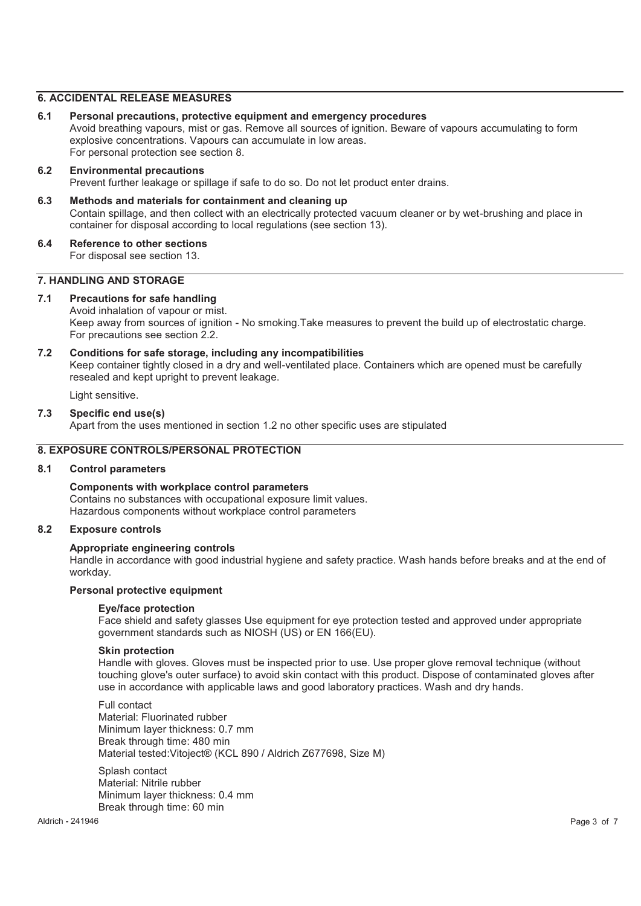## 6. ACCIDENTAL RELEASE MEASURES

### 6.1 Personal precautions, protective equipment and emergency procedures

Avoid breathing vapours, mist or gas. Remove all sources of ignition. Beware of vapours accumulating to form explosive concentrations. Vapours can accumulate in low areas.
For personal protection see section 8.

### 6.2 Environmental precautions

Prevent further leakage or spillage if safe to do so. Do not let product enter drains.

### 6.3 Methods and materials for containment and cleaning up

Contain spillage, and then collect with an electrically protected vacuum cleaner or by wet-brushing and place in container for disposal according to local regulations (see section 13).

### 6.4 Reference to other sections

For disposal see section 13.

## 7. HANDLING AND STORAGE

### 7.1 Precautions for safe handling

Avoid inhalation of vapour or mist.
Keep away from sources of ignition - No smoking.Take measures to prevent the build up of electrostatic charge.
For precautions see section 2.2.

### 7.2 Conditions for safe storage, including any incompatibilities

Keep container tightly closed in a dry and well-ventilated place. Containers which are opened must be carefully resealed and kept upright to prevent leakage.

Light sensitive.

### 7.3 Specific end use(s)

Apart from the uses mentioned in section 1.2 no other specific uses are stipulated

## 8. EXPOSURE CONTROLS/PERSONAL PROTECTION

### 8.1 Control parameters

**Components with workplace control parameters**

Contains no substances with occupational exposure limit values.
Hazardous components without workplace control parameters

### 8.2 Exposure controls

**Appropriate engineering controls**

Handle in accordance with good industrial hygiene and safety practice. Wash hands before breaks and at the end of workday.

**Personal protective equipment**

**Eye/face protection**

Face shield and safety glasses Use equipment for eye protection tested and approved under appropriate government standards such as NIOSH (US) or EN 166(EU).

**Skin protection**

Handle with gloves. Gloves must be inspected prior to use. Use proper glove removal technique (without touching glove's outer surface) to avoid skin contact with this product. Dispose of contaminated gloves after use in accordance with applicable laws and good laboratory practices. Wash and dry hands.

Full contact
Material: Fluorinated rubber
Minimum layer thickness: 0.7 mm
Break through time: 480 min
Material tested:Vitoject® (KCL 890 / Aldrich Z677698, Size M)

Splash contact
Material: Nitrile rubber
Minimum layer thickness: 0.4 mm
Break through time: 60 min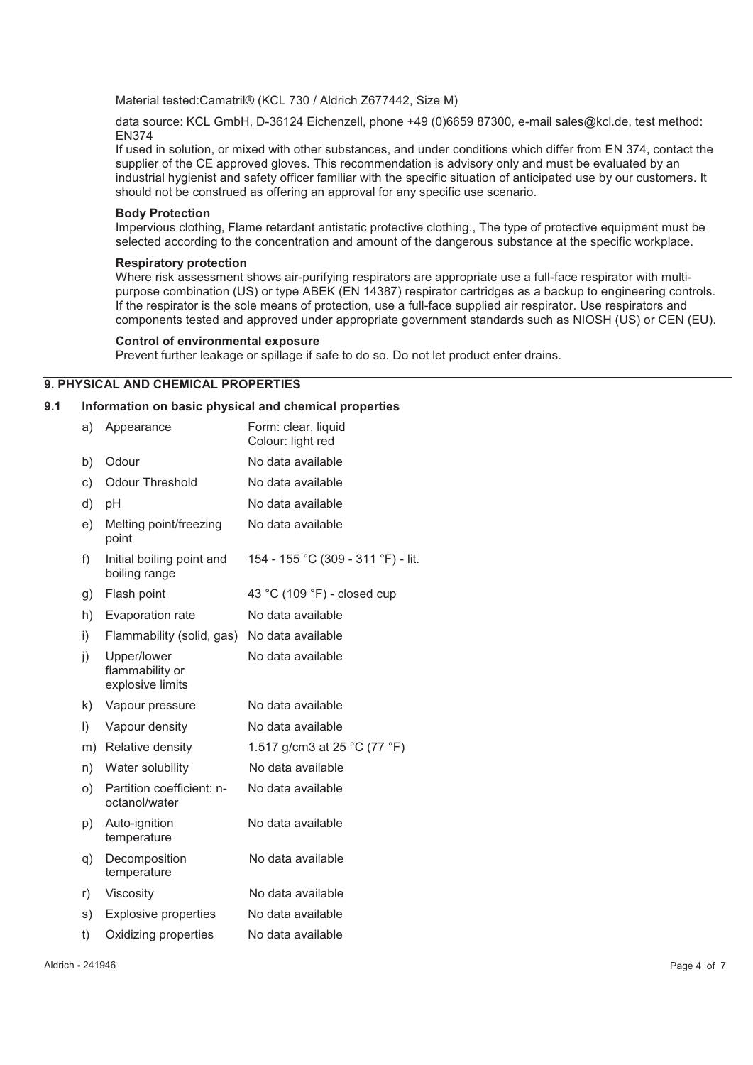Material tested:Camatril® (KCL 730 / Aldrich Z677442, Size M)

data source: KCL GmbH, D-36124 Eichenzell, phone +49 (0)6659 87300, e-mail sales@kcl.de, test method: EN374

If used in solution, or mixed with other substances, and under conditions which differ from EN 374, contact the supplier of the CE approved gloves. This recommendation is advisory only and must be evaluated by an industrial hygienist and safety officer familiar with the specific situation of anticipated use by our customers. It should not be construed as offering an approval for any specific use scenario.

**Body Protection**

Impervious clothing, Flame retardant antistatic protective clothing., The type of protective equipment must be selected according to the concentration and amount of the dangerous substance at the specific workplace.

**Respiratory protection**

Where risk assessment shows air-purifying respirators are appropriate use a full-face respirator with multi-purpose combination (US) or type ABEK (EN 14387) respirator cartridges as a backup to engineering controls. If the respirator is the sole means of protection, use a full-face supplied air respirator. Use respirators and components tested and approved under appropriate government standards such as NIOSH (US) or CEN (EU).

**Control of environmental exposure**

Prevent further leakage or spillage if safe to do so. Do not let product enter drains.

## 9. PHYSICAL AND CHEMICAL PROPERTIES

### 9.1 Information on basic physical and chemical properties

| | Property | Value |
|---|---|---|
| a) | Appearance | Form: clear, liquid<br>Colour: light red |
| b) | Odour | No data available |
| c) | Odour Threshold | No data available |
| d) | pH | No data available |
| e) | Melting point/freezing point | No data available |
| f) | Initial boiling point and boiling range | 154 - 155 °C (309 - 311 °F) - lit. |
| g) | Flash point | 43 °C (109 °F) - closed cup |
| h) | Evaporation rate | No data available |
| i) | Flammability (solid, gas) | No data available |
| j) | Upper/lower flammability or explosive limits | No data available |
| k) | Vapour pressure | No data available |
| l) | Vapour density | No data available |
| m) | Relative density | 1.517 g/cm3 at 25 °C (77 °F) |
| n) | Water solubility | No data available |
| o) | Partition coefficient: n-octanol/water | No data available |
| p) | Auto-ignition temperature | No data available |
| q) | Decomposition temperature | No data available |
| r) | Viscosity | No data available |
| s) | Explosive properties | No data available |
| t) | Oxidizing properties | No data available |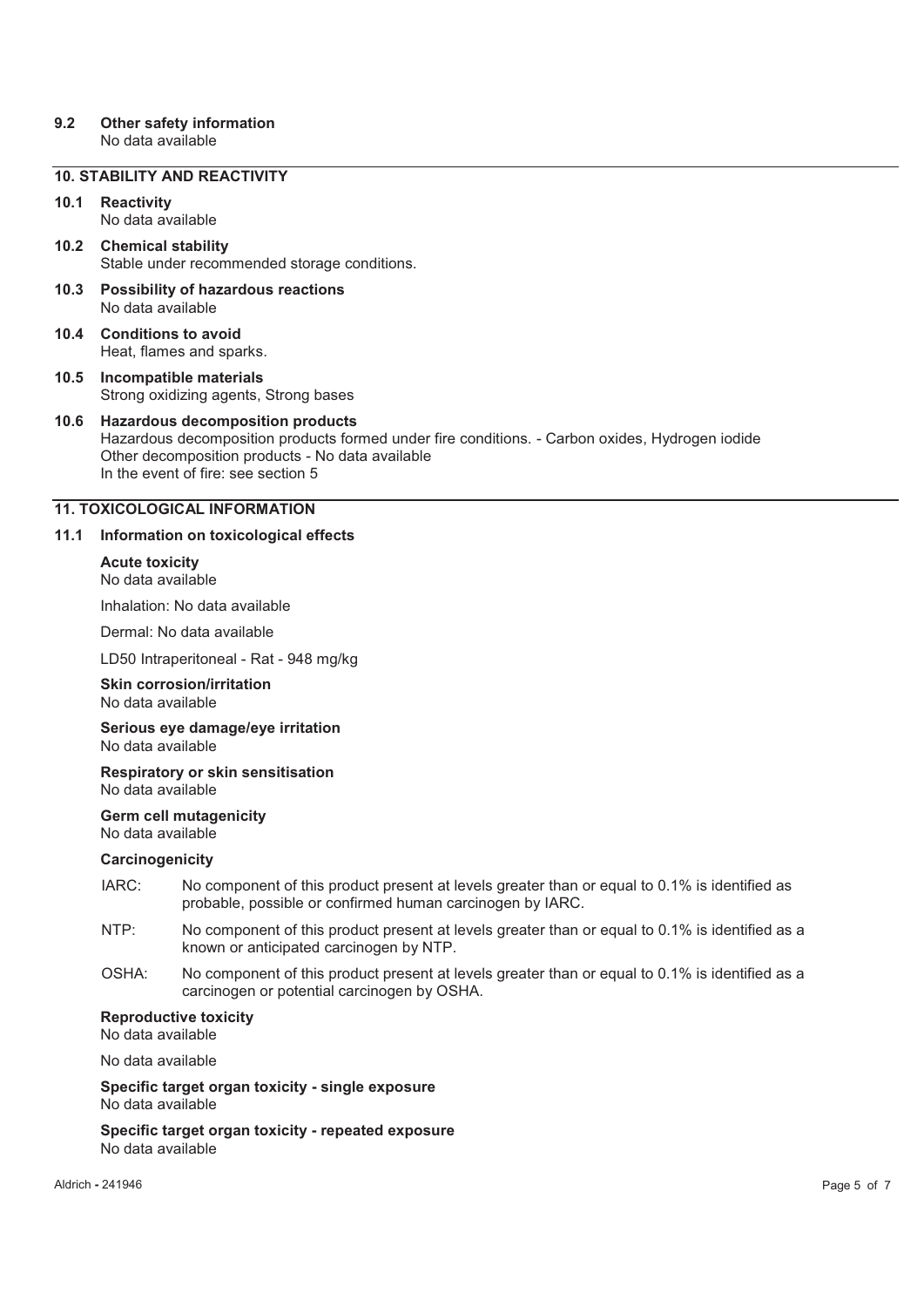### 9.2 Other safety information

No data available

## 10. STABILITY AND REACTIVITY

### 10.1 Reactivity

No data available

### 10.2 Chemical stability

Stable under recommended storage conditions.

### 10.3 Possibility of hazardous reactions

No data available

### 10.4 Conditions to avoid

Heat, flames and sparks.

### 10.5 Incompatible materials

Strong oxidizing agents, Strong bases

### 10.6 Hazardous decomposition products

Hazardous decomposition products formed under fire conditions. - Carbon oxides, Hydrogen iodide
Other decomposition products - No data available
In the event of fire: see section 5

## 11. TOXICOLOGICAL INFORMATION

### 11.1 Information on toxicological effects

**Acute toxicity**
No data available

Inhalation: No data available

Dermal: No data available

LD50 Intraperitoneal - Rat - 948 mg/kg

**Skin corrosion/irritation**
No data available

**Serious eye damage/eye irritation**
No data available

**Respiratory or skin sensitisation**
No data available

**Germ cell mutagenicity**
No data available

**Carcinogenicity**

IARC: No component of this product present at levels greater than or equal to 0.1% is identified as probable, possible or confirmed human carcinogen by IARC.

NTP: No component of this product present at levels greater than or equal to 0.1% is identified as a known or anticipated carcinogen by NTP.

OSHA: No component of this product present at levels greater than or equal to 0.1% is identified as a carcinogen or potential carcinogen by OSHA.

**Reproductive toxicity**
No data available

No data available

**Specific target organ toxicity - single exposure**
No data available

**Specific target organ toxicity - repeated exposure**
No data available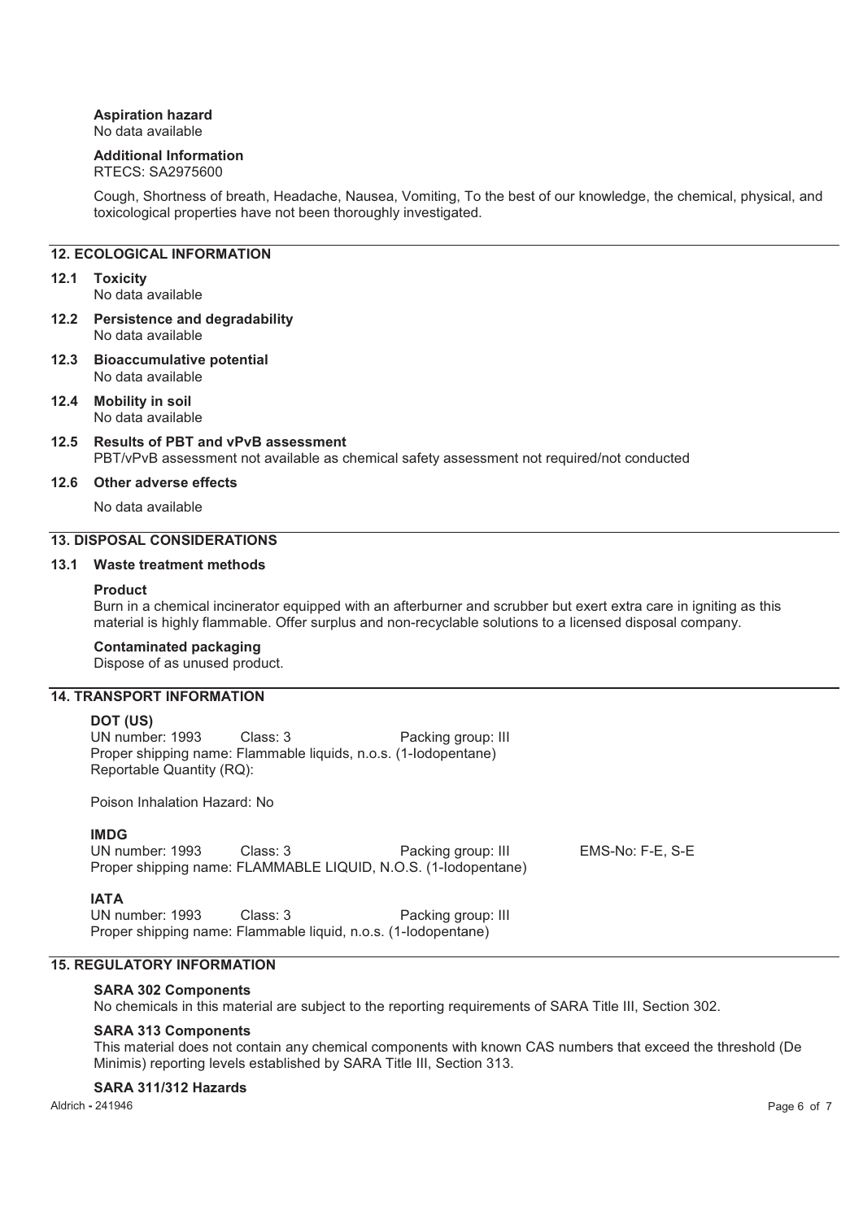**Aspiration hazard**
No data available

**Additional Information**
RTECS: SA2975600

Cough, Shortness of breath, Headache, Nausea, Vomiting, To the best of our knowledge, the chemical, physical, and toxicological properties have not been thoroughly investigated.

## 12. ECOLOGICAL INFORMATION

**12.1 Toxicity**
No data available

**12.2 Persistence and degradability**
No data available

**12.3 Bioaccumulative potential**
No data available

**12.4 Mobility in soil**
No data available

**12.5 Results of PBT and vPvB assessment**
PBT/vPvB assessment not available as chemical safety assessment not required/not conducted

**12.6 Other adverse effects**

No data available

## 13. DISPOSAL CONSIDERATIONS

**13.1 Waste treatment methods**

**Product**
Burn in a chemical incinerator equipped with an afterburner and scrubber but exert extra care in igniting as this material is highly flammable. Offer surplus and non-recyclable solutions to a licensed disposal company.

**Contaminated packaging**
Dispose of as unused product.

## 14. TRANSPORT INFORMATION

**DOT (US)**
UN number: 1993 Class: 3 Packing group: III
Proper shipping name: Flammable liquids, n.o.s. (1-Iodopentane)
Reportable Quantity (RQ):

Poison Inhalation Hazard: No

**IMDG**
UN number: 1993 Class: 3 Packing group: III EMS-No: F-E, S-E
Proper shipping name: FLAMMABLE LIQUID, N.O.S. (1-Iodopentane)

**IATA**
UN number: 1993 Class: 3 Packing group: III
Proper shipping name: Flammable liquid, n.o.s. (1-Iodopentane)

## 15. REGULATORY INFORMATION

**SARA 302 Components**
No chemicals in this material are subject to the reporting requirements of SARA Title III, Section 302.

**SARA 313 Components**
This material does not contain any chemical components with known CAS numbers that exceed the threshold (De Minimis) reporting levels established by SARA Title III, Section 313.

**SARA 311/312 Hazards**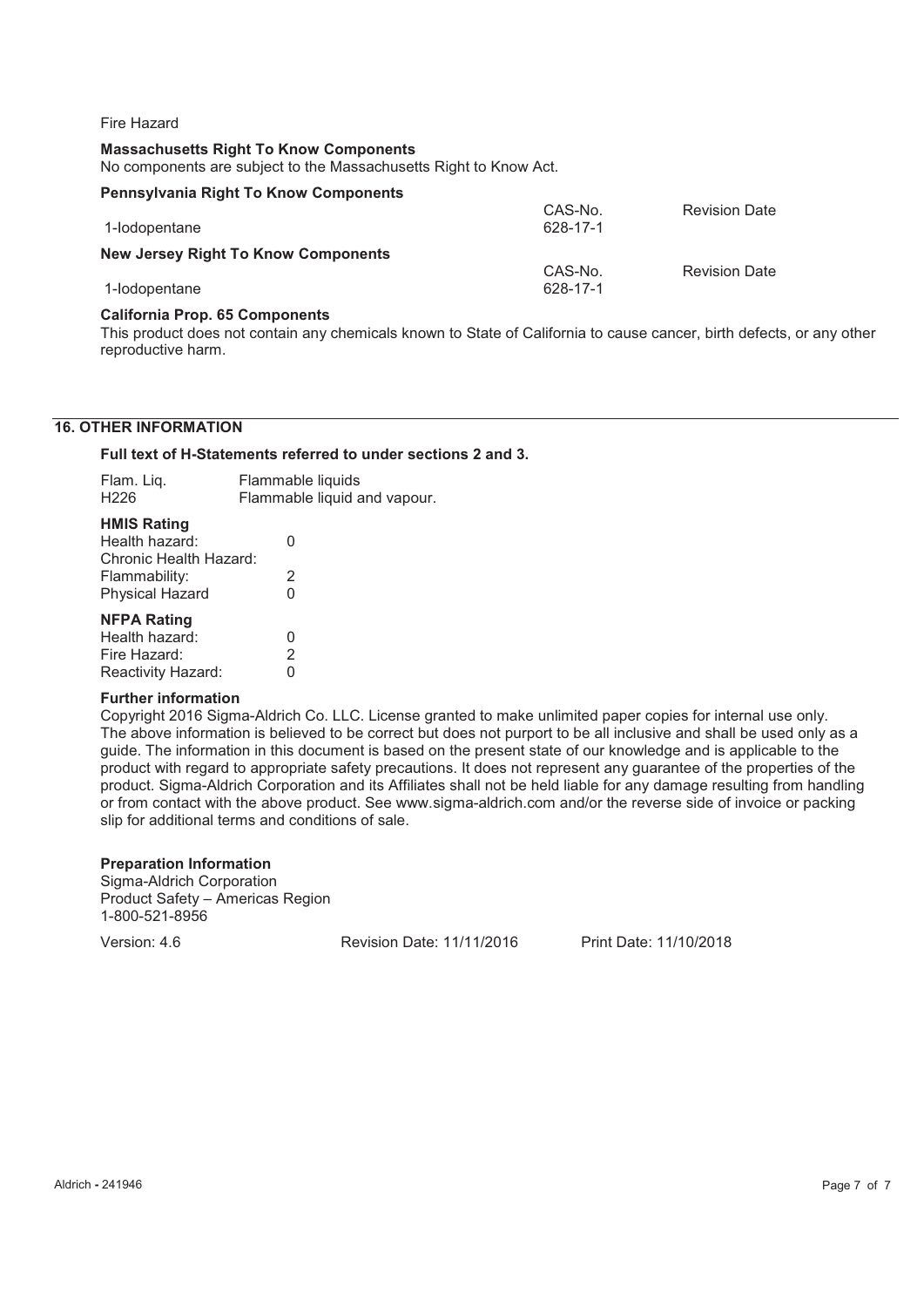Fire Hazard

**Massachusetts Right To Know Components**

No components are subject to the Massachusetts Right to Know Act.

**Pennsylvania Right To Know Components**

| | CAS-No. | Revision Date |
|---|---|---|
| 1-Iodopentane | 628-17-1 | |

**New Jersey Right To Know Components**

| | CAS-No. | Revision Date |
|---|---|---|
| 1-Iodopentane | 628-17-1 | |

**California Prop. 65 Components**

This product does not contain any chemicals known to State of California to cause cancer, birth defects, or any other reproductive harm.

## 16. OTHER INFORMATION

**Full text of H-Statements referred to under sections 2 and 3.**

| | |
|---|---|
| Flam. Liq. | Flammable liquids |
| H226 | Flammable liquid and vapour. |

**HMIS Rating**

| | |
|---|---|
| Health hazard: | 0 |
| Chronic Health Hazard: | |
| Flammability: | 2 |
| Physical Hazard | 0 |

**NFPA Rating**

| | |
|---|---|
| Health hazard: | 0 |
| Fire Hazard: | 2 |
| Reactivity Hazard: | 0 |

**Further information**

Copyright 2016 Sigma-Aldrich Co. LLC. License granted to make unlimited paper copies for internal use only. The above information is believed to be correct but does not purport to be all inclusive and shall be used only as a guide. The information in this document is based on the present state of our knowledge and is applicable to the product with regard to appropriate safety precautions. It does not represent any guarantee of the properties of the product. Sigma-Aldrich Corporation and its Affiliates shall not be held liable for any damage resulting from handling or from contact with the above product. See www.sigma-aldrich.com and/or the reverse side of invoice or packing slip for additional terms and conditions of sale.

**Preparation Information**

Sigma-Aldrich Corporation
Product Safety – Americas Region
1-800-521-8956

Version: 4.6 Revision Date: 11/11/2016 Print Date: 11/10/2018